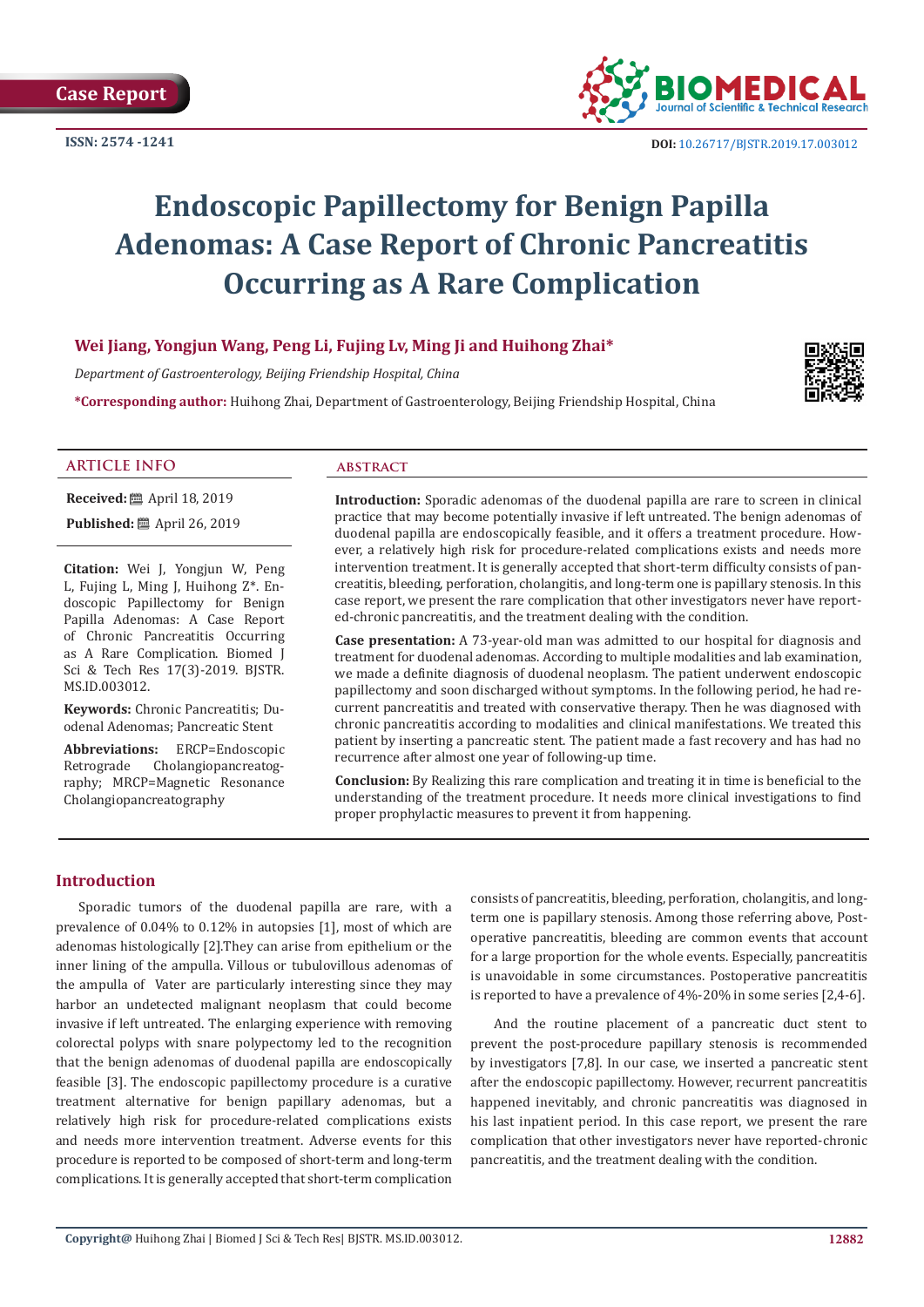Case Report

ISSN: 2574 -1241

DOI: 10.26717/BJSTR.2019.17.003012

# Endoscopic Papillectomy for Benign Papilla Adenomas: A Case Report of Chronic Pancreatitis Occurring as A Rare Complication

**Wei Jiang, Yongjun Wang, Peng Li, Fujing Lv, Ming Ji and Huihong Zhai***

*Department of Gastroenterology, Beijing Friendship Hospital, China*

***Corresponding author:** Huihong Zhai, Department of Gastroenterology, Beijing Friendship Hospital, China

## ARTICLE INFO

**Received:** April 18, 2019

**Published:** April 26, 2019

**Citation:** Wei J, Yongjun W, Peng L, Fujing L, Ming J, Huihong Z*. Endoscopic Papillectomy for Benign Papilla Adenomas: A Case Report of Chronic Pancreatitis Occurring as A Rare Complication. Biomed J Sci & Tech Res 17(3)-2019. BJSTR. MS.ID.003012.

**Keywords:** Chronic Pancreatitis; Duodenal Adenomas; Pancreatic Stent

**Abbreviations:** ERCP=Endoscopic Retrograde Cholangiopancreatography; MRCP=Magnetic Resonance Cholangiopancreatography

## ABSTRACT

**Introduction:** Sporadic adenomas of the duodenal papilla are rare to screen in clinical practice that may become potentially invasive if left untreated. The benign adenomas of duodenal papilla are endoscopically feasible, and it offers a treatment procedure. However, a relatively high risk for procedure-related complications exists and needs more intervention treatment. It is generally accepted that short-term difficulty consists of pancreatitis, bleeding, perforation, cholangitis, and long-term one is papillary stenosis. In this case report, we present the rare complication that other investigators never have reported-chronic pancreatitis, and the treatment dealing with the condition.

**Case presentation:** A 73-year-old man was admitted to our hospital for diagnosis and treatment for duodenal adenomas. According to multiple modalities and lab examination, we made a definite diagnosis of duodenal neoplasm. The patient underwent endoscopic papillectomy and soon discharged without symptoms. In the following period, he had recurrent pancreatitis and treated with conservative therapy. Then he was diagnosed with chronic pancreatitis according to modalities and clinical manifestations. We treated this patient by inserting a pancreatic stent. The patient made a fast recovery and has had no recurrence after almost one year of following-up time.

**Conclusion:** By Realizing this rare complication and treating it in time is beneficial to the understanding of the treatment procedure. It needs more clinical investigations to find proper prophylactic measures to prevent it from happening.

## Introduction

Sporadic tumors of the duodenal papilla are rare, with a prevalence of 0.04% to 0.12% in autopsies [1], most of which are adenomas histologically [2].They can arise from epithelium or the inner lining of the ampulla. Villous or tubulovillous adenomas of the ampulla of Vater are particularly interesting since they may harbor an undetected malignant neoplasm that could become invasive if left untreated. The enlarging experience with removing colorectal polyps with snare polypectomy led to the recognition that the benign adenomas of duodenal papilla are endoscopically feasible [3]. The endoscopic papillectomy procedure is a curative treatment alternative for benign papillary adenomas, but a relatively high risk for procedure-related complications exists and needs more intervention treatment. Adverse events for this procedure is reported to be composed of short-term and long-term complications. It is generally accepted that short-term complication consists of pancreatitis, bleeding, perforation, cholangitis, and long-term one is papillary stenosis. Among those referring above, Post-operative pancreatitis, bleeding are common events that account for a large proportion for the whole events. Especially, pancreatitis is unavoidable in some circumstances. Postoperative pancreatitis is reported to have a prevalence of 4%-20% in some series [2,4-6].

And the routine placement of a pancreatic duct stent to prevent the post-procedure papillary stenosis is recommended by investigators [7,8]. In our case, we inserted a pancreatic stent after the endoscopic papillectomy. However, recurrent pancreatitis happened inevitably, and chronic pancreatitis was diagnosed in his last inpatient period. In this case report, we present the rare complication that other investigators never have reported-chronic pancreatitis, and the treatment dealing with the condition.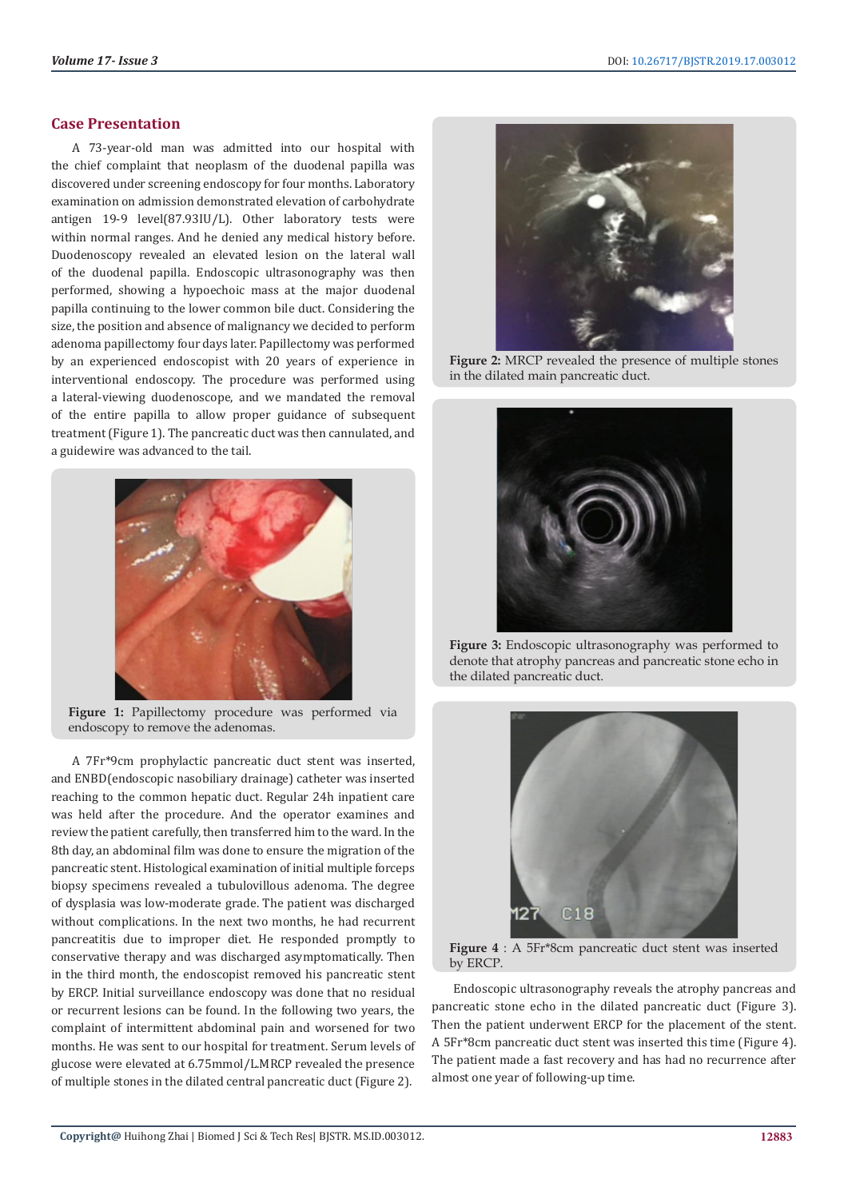## Case Presentation

A 73-year-old man was admitted into our hospital with the chief complaint that neoplasm of the duodenal papilla was discovered under screening endoscopy for four months. Laboratory examination on admission demonstrated elevation of carbohydrate antigen 19-9 level(87.93IU/L). Other laboratory tests were within normal ranges. And he denied any medical history before. Duodenoscopy revealed an elevated lesion on the lateral wall of the duodenal papilla. Endoscopic ultrasonography was then performed, showing a hypoechoic mass at the major duodenal papilla continuing to the lower common bile duct. Considering the size, the position and absence of malignancy we decided to perform adenoma papillectomy four days later. Papillectomy was performed by an experienced endoscopist with 20 years of experience in interventional endoscopy. The procedure was performed using a lateral-viewing duodenoscope, and we mandated the removal of the entire papilla to allow proper guidance of subsequent treatment (Figure 1). The pancreatic duct was then cannulated, and a guidewire was advanced to the tail.

**Figure 1:** Papillectomy procedure was performed via endoscopy to remove the adenomas.

A 7Fr*9cm prophylactic pancreatic duct stent was inserted, and ENBD(endoscopic nasobiliary drainage) catheter was inserted reaching to the common hepatic duct. Regular 24h inpatient care was held after the procedure. And the operator examines and review the patient carefully, then transferred him to the ward. In the 8th day, an abdominal film was done to ensure the migration of the pancreatic stent. Histological examination of initial multiple forceps biopsy specimens revealed a tubulovillous adenoma. The degree of dysplasia was low-moderate grade. The patient was discharged without complications. In the next two months, he had recurrent pancreatitis due to improper diet. He responded promptly to conservative therapy and was discharged asymptomatically. Then in the third month, the endoscopist removed his pancreatic stent by ERCP. Initial surveillance endoscopy was done that no residual or recurrent lesions can be found. In the following two years, the complaint of intermittent abdominal pain and worsened for two months. He was sent to our hospital for treatment. Serum levels of glucose were elevated at 6.75mmol/L.MRCP revealed the presence of multiple stones in the dilated central pancreatic duct (Figure 2).

**Figure 2:** MRCP revealed the presence of multiple stones in the dilated main pancreatic duct.

**Figure 3:** Endoscopic ultrasonography was performed to denote that atrophy pancreas and pancreatic stone echo in the dilated pancreatic duct.

**Figure 4** : A 5Fr*8cm pancreatic duct stent was inserted by ERCP.

Endoscopic ultrasonography reveals the atrophy pancreas and pancreatic stone echo in the dilated pancreatic duct (Figure 3). Then the patient underwent ERCP for the placement of the stent. A 5Fr*8cm pancreatic duct stent was inserted this time (Figure 4). The patient made a fast recovery and has had no recurrence after almost one year of following-up time.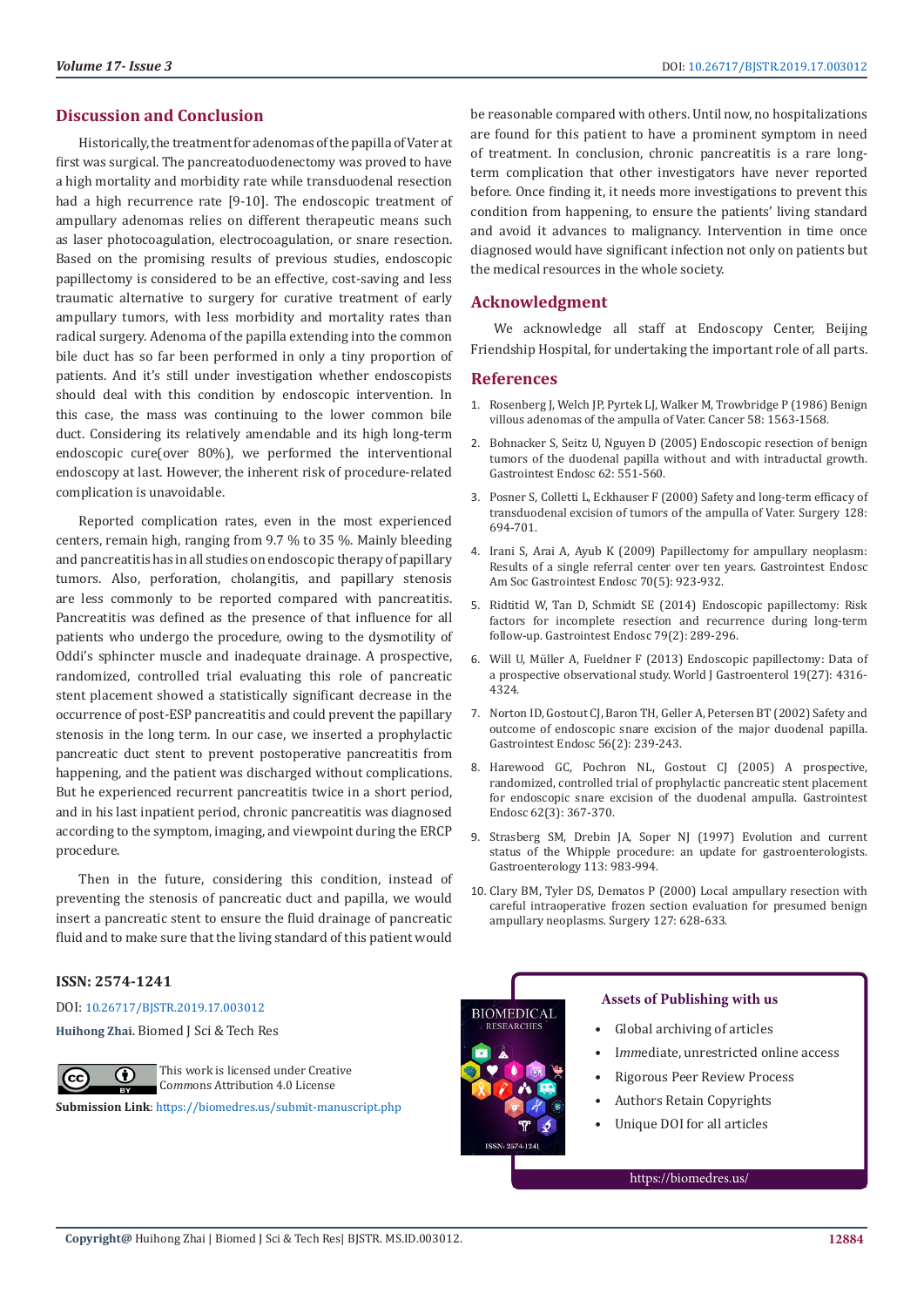## Discussion and Conclusion

Historically, the treatment for adenomas of the papilla of Vater at first was surgical. The pancreatoduodenectomy was proved to have a high mortality and morbidity rate while transduodenal resection had a high recurrence rate [9-10]. The endoscopic treatment of ampullary adenomas relies on different therapeutic means such as laser photocoagulation, electrocoagulation, or snare resection. Based on the promising results of previous studies, endoscopic papillectomy is considered to be an effective, cost-saving and less traumatic alternative to surgery for curative treatment of early ampullary tumors, with less morbidity and mortality rates than radical surgery. Adenoma of the papilla extending into the common bile duct has so far been performed in only a tiny proportion of patients. And it's still under investigation whether endoscopists should deal with this condition by endoscopic intervention. In this case, the mass was continuing to the lower common bile duct. Considering its relatively amendable and its high long-term endoscopic cure(over 80%), we performed the interventional endoscopy at last. However, the inherent risk of procedure-related complication is unavoidable.

Reported complication rates, even in the most experienced centers, remain high, ranging from 9.7 % to 35 %. Mainly bleeding and pancreatitis has in all studies on endoscopic therapy of papillary tumors. Also, perforation, cholangitis, and papillary stenosis are less commonly to be reported compared with pancreatitis. Pancreatitis was defined as the presence of that influence for all patients who undergo the procedure, owing to the dysmotility of Oddi's sphincter muscle and inadequate drainage. A prospective, randomized, controlled trial evaluating this role of pancreatic stent placement showed a statistically significant decrease in the occurrence of post-ESP pancreatitis and could prevent the papillary stenosis in the long term. In our case, we inserted a prophylactic pancreatic duct stent to prevent postoperative pancreatitis from happening, and the patient was discharged without complications. But he experienced recurrent pancreatitis twice in a short period, and in his last inpatient period, chronic pancreatitis was diagnosed according to the symptom, imaging, and viewpoint during the ERCP procedure.

Then in the future, considering this condition, instead of preventing the stenosis of pancreatic duct and papilla, we would insert a pancreatic stent to ensure the fluid drainage of pancreatic fluid and to make sure that the living standard of this patient would be reasonable compared with others. Until now, no hospitalizations are found for this patient to have a prominent symptom in need of treatment. In conclusion, chronic pancreatitis is a rare long-term complication that other investigators have never reported before. Once finding it, it needs more investigations to prevent this condition from happening, to ensure the patients' living standard and avoid it advances to malignancy. Intervention in time once diagnosed would have significant infection not only on patients but the medical resources in the whole society.

## Acknowledgment

We acknowledge all staff at Endoscopy Center, Beijing Friendship Hospital, for undertaking the important role of all parts.

## References

1. Rosenberg J, Welch JP, Pyrtek LJ, Walker M, Trowbridge P (1986) Benign villous adenomas of the ampulla of Vater. Cancer 58: 1563-1568.
2. Bohnacker S, Seitz U, Nguyen D (2005) Endoscopic resection of benign tumors of the duodenal papilla without and with intraductal growth. Gastrointest Endosc 62: 551-560.
3. Posner S, Colletti L, Eckhauser F (2000) Safety and long-term efficacy of transduodenal excision of tumors of the ampulla of Vater. Surgery 128: 694-701.
4. Irani S, Arai A, Ayub K (2009) Papillectomy for ampullary neoplasm: Results of a single referral center over ten years. Gastrointest Endosc Am Soc Gastrointest Endosc 70(5): 923-932.
5. Ridtitid W, Tan D, Schmidt SE (2014) Endoscopic papillectomy: Risk factors for incomplete resection and recurrence during long-term follow-up. Gastrointest Endosc 79(2): 289-296.
6. Will U, Müller A, Fueldner F (2013) Endoscopic papillectomy: Data of a prospective observational study. World J Gastroenterol 19(27): 4316-4324.
7. Norton ID, Gostout CJ, Baron TH, Geller A, Petersen BT (2002) Safety and outcome of endoscopic snare excision of the major duodenal papilla. Gastrointest Endosc 56(2): 239-243.
8. Harewood GC, Pochron NL, Gostout CJ (2005) A prospective, randomized, controlled trial of prophylactic pancreatic stent placement for endoscopic snare excision of the duodenal ampulla. Gastrointest Endosc 62(3): 367-370.
9. Strasberg SM, Drebin JA, Soper NJ (1997) Evolution and current status of the Whipple procedure: an update for gastroenterologists. Gastroenterology 113: 983-994.
10. Clary BM, Tyler DS, Dematos P (2000) Local ampullary resection with careful intraoperative frozen section evaluation for presumed benign ampullary neoplasms. Surgery 127: 628-633.

**ISSN: 2574-1241**

DOI: 10.26717/BJSTR.2019.17.003012

**Huihong Zhai.** Biomed J Sci & Tech Res

This work is licensed under Creative Commons Attribution 4.0 License

**Submission Link**: https://biomedres.us/submit-manuscript.php

**Assets of Publishing with us**

- Global archiving of articles
- Immediate, unrestricted online access
- Rigorous Peer Review Process
- Authors Retain Copyrights
- Unique DOI for all articles

https://biomedres.us/